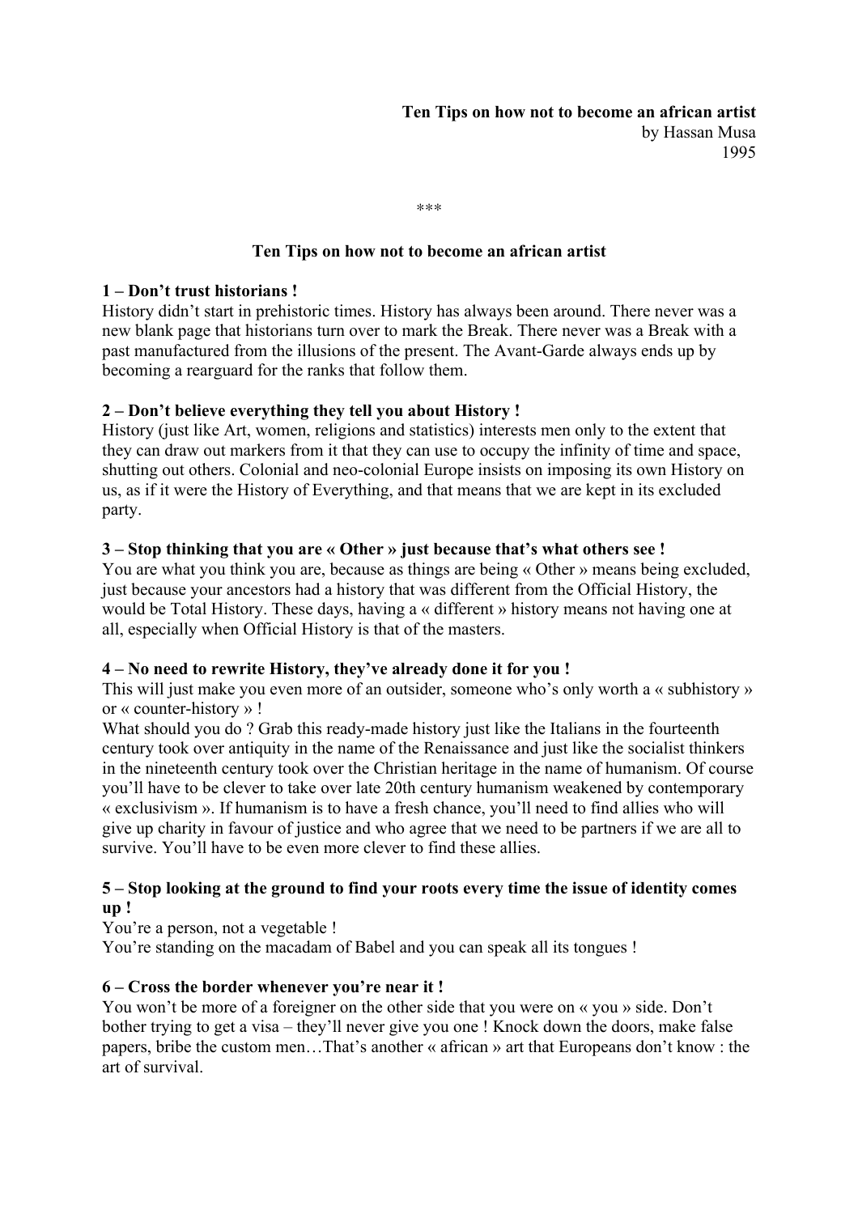**Ten Tips on how not to become an african artist**
by Hassan Musa
1995

***

## Ten Tips on how not to become an african artist

**1 – Don't trust historians !**
History didn't start in prehistoric times. History has always been around. There never was a new blank page that historians turn over to mark the Break. There never was a Break with a past manufactured from the illusions of the present. The Avant-Garde always ends up by becoming a rearguard for the ranks that follow them.

**2 – Don't believe everything they tell you about History !**
History (just like Art, women, religions and statistics) interests men only to the extent that they can draw out markers from it that they can use to occupy the infinity of time and space, shutting out others. Colonial and neo-colonial Europe insists on imposing its own History on us, as if it were the History of Everything, and that means that we are kept in its excluded party.

**3 – Stop thinking that you are « Other » just because that's what others see !**
You are what you think you are, because as things are being « Other » means being excluded, just because your ancestors had a history that was different from the Official History, the would be Total History. These days, having a « different » history means not having one at all, especially when Official History is that of the masters.

**4 – No need to rewrite History, they've already done it for you !**
This will just make you even more of an outsider, someone who's only worth a « subhistory » or « counter-history » !
What should you do ? Grab this ready-made history just like the Italians in the fourteenth century took over antiquity in the name of the Renaissance and just like the socialist thinkers in the nineteenth century took over the Christian heritage in the name of humanism. Of course you'll have to be clever to take over late 20th century humanism weakened by contemporary « exclusivism ». If humanism is to have a fresh chance, you'll need to find allies who will give up charity in favour of justice and who agree that we need to be partners if we are all to survive. You'll have to be even more clever to find these allies.

**5 – Stop looking at the ground to find your roots every time the issue of identity comes up !**
You're a person, not a vegetable !
You're standing on the macadam of Babel and you can speak all its tongues !

**6 – Cross the border whenever you're near it !**
You won't be more of a foreigner on the other side that you were on « you » side. Don't bother trying to get a visa – they'll never give you one ! Knock down the doors, make false papers, bribe the custom men…That's another « african » art that Europeans don't know : the art of survival.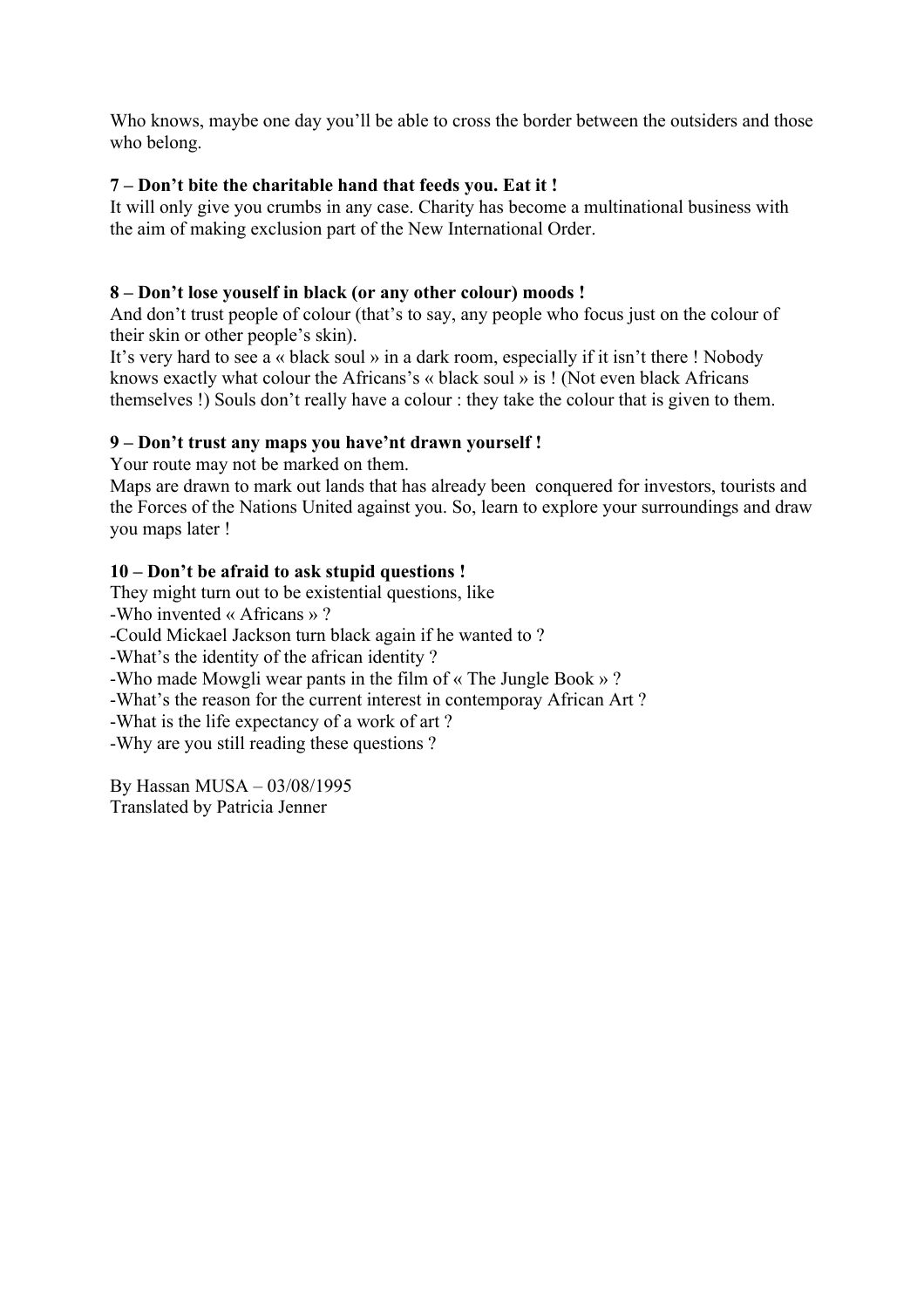Who knows, maybe one day you'll be able to cross the border between the outsiders and those who belong.

**7 – Don't bite the charitable hand that feeds you. Eat it !**

It will only give you crumbs in any case. Charity has become a multinational business with the aim of making exclusion part of the New International Order.

**8 – Don't lose youself in black (or any other colour) moods !**

And don't trust people of colour (that's to say, any people who focus just on the colour of their skin or other people's skin).

It's very hard to see a « black soul » in a dark room, especially if it isn't there ! Nobody knows exactly what colour the Africans's « black soul » is ! (Not even black Africans themselves !) Souls don't really have a colour : they take the colour that is given to them.

**9 – Don't trust any maps you have'nt drawn yourself !**

Your route may not be marked on them.

Maps are drawn to mark out lands that has already been conquered for investors, tourists and the Forces of the Nations United against you. So, learn to explore your surroundings and draw you maps later !

**10 – Don't be afraid to ask stupid questions !**

They might turn out to be existential questions, like

-Who invented « Africans » ?
-Could Mickael Jackson turn black again if he wanted to ?
-What's the identity of the african identity ?
-Who made Mowgli wear pants in the film of « The Jungle Book » ?
-What's the reason for the current interest in contemporay African Art ?
-What is the life expectancy of a work of art ?
-Why are you still reading these questions ?

By Hassan MUSA – 03/08/1995
Translated by Patricia Jenner